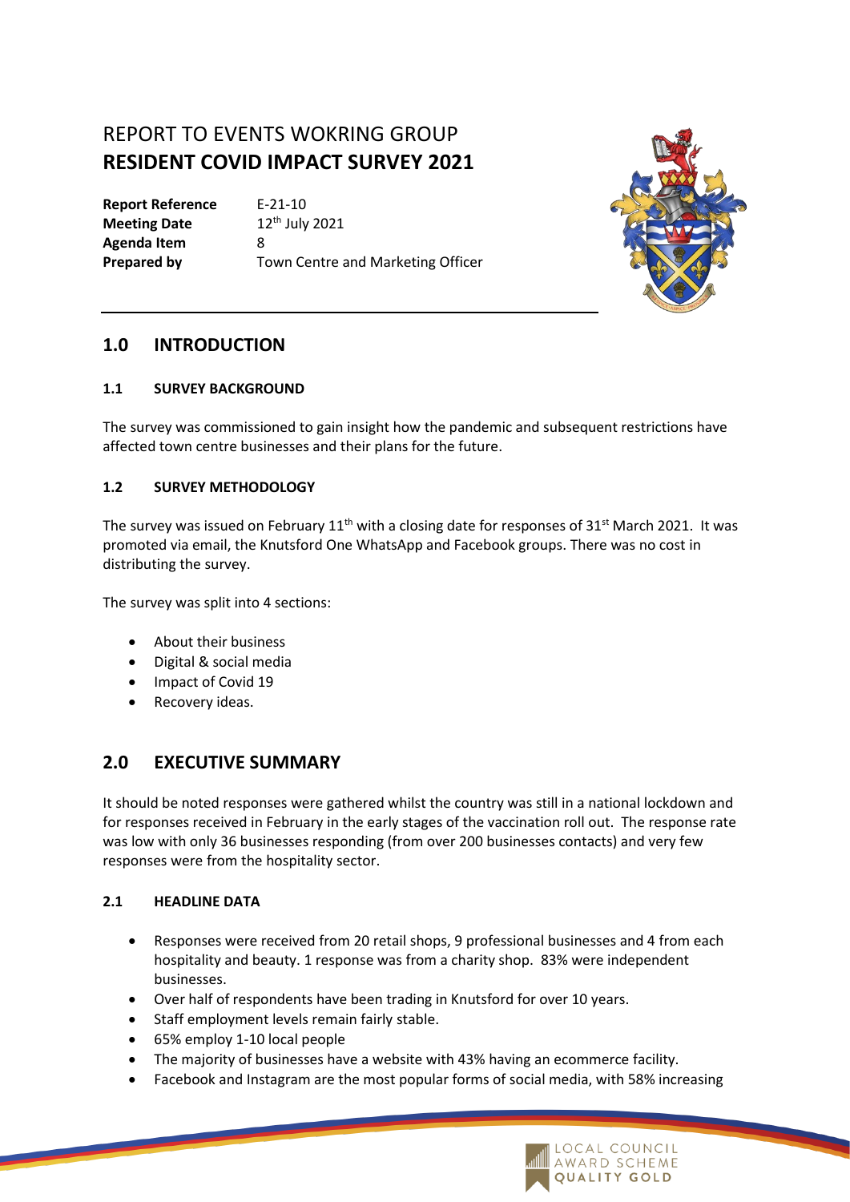# REPORT TO EVENTS WOKRING GROUP
# RESIDENT COVID IMPACT SURVEY 2021

| | |
|---|---|
| **Report Reference** | E-21-10 |
| **Meeting Date** | 12th July 2021 |
| **Agenda Item** | 8 |
| **Prepared by** | Town Centre and Marketing Officer |

## 1.0 INTRODUCTION

### 1.1 SURVEY BACKGROUND

The survey was commissioned to gain insight how the pandemic and subsequent restrictions have affected town centre businesses and their plans for the future.

### 1.2 SURVEY METHODOLOGY

The survey was issued on February 11th with a closing date for responses of 31st March 2021. It was promoted via email, the Knutsford One WhatsApp and Facebook groups. There was no cost in distributing the survey.

The survey was split into 4 sections:

- About their business
- Digital & social media
- Impact of Covid 19
- Recovery ideas.

## 2.0 EXECUTIVE SUMMARY

It should be noted responses were gathered whilst the country was still in a national lockdown and for responses received in February in the early stages of the vaccination roll out. The response rate was low with only 36 businesses responding (from over 200 businesses contacts) and very few responses were from the hospitality sector.

### 2.1 HEADLINE DATA

- Responses were received from 20 retail shops, 9 professional businesses and 4 from each hospitality and beauty. 1 response was from a charity shop. 83% were independent businesses.
- Over half of respondents have been trading in Knutsford for over 10 years.
- Staff employment levels remain fairly stable.
- 65% employ 1-10 local people
- The majority of businesses have a website with 43% having an ecommerce facility.
- Facebook and Instagram are the most popular forms of social media, with 58% increasing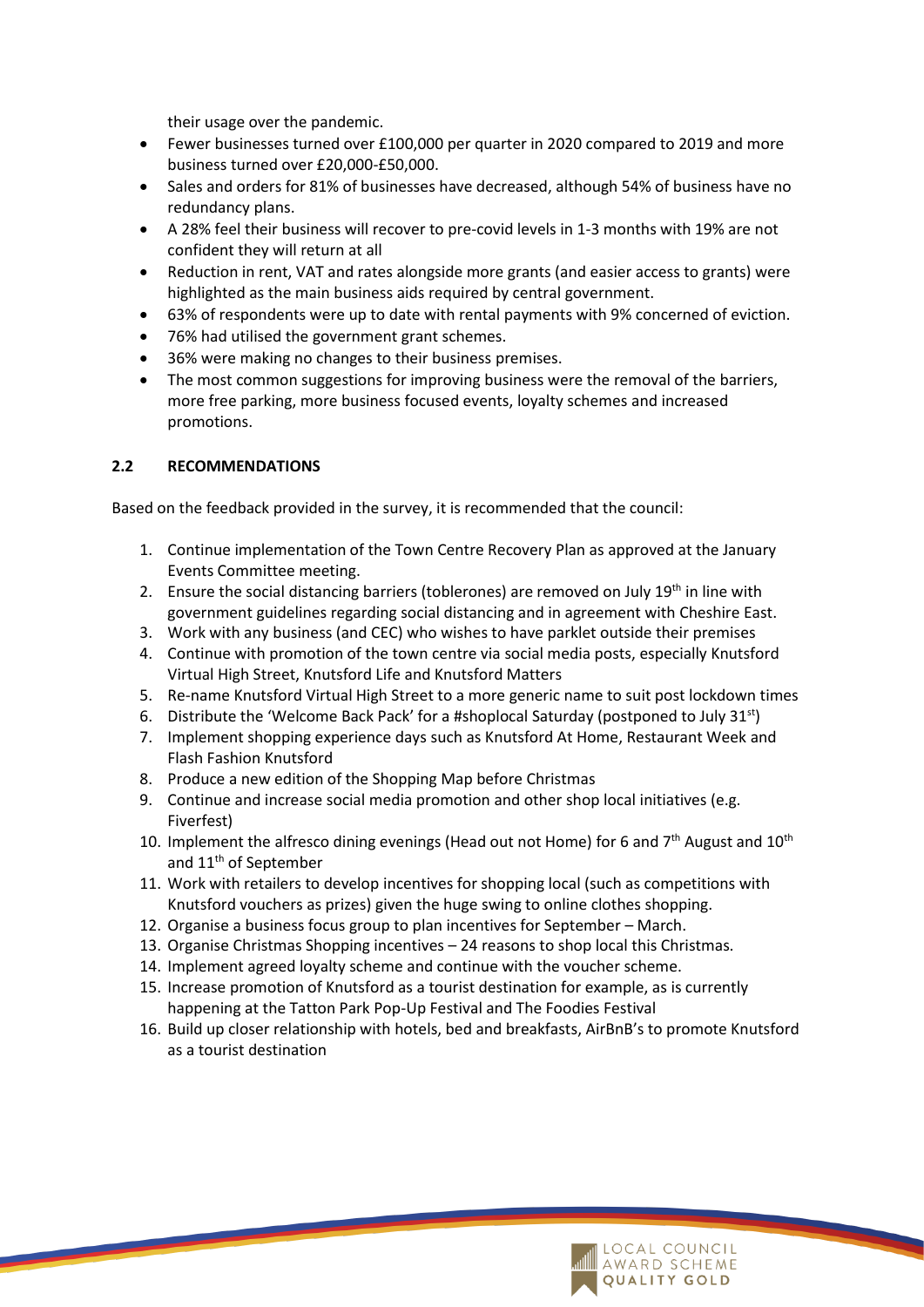their usage over the pandemic.

- Fewer businesses turned over £100,000 per quarter in 2020 compared to 2019 and more business turned over £20,000-£50,000.
- Sales and orders for 81% of businesses have decreased, although 54% of business have no redundancy plans.
- A 28% feel their business will recover to pre-covid levels in 1-3 months with 19% are not confident they will return at all
- Reduction in rent, VAT and rates alongside more grants (and easier access to grants) were highlighted as the main business aids required by central government.
- 63% of respondents were up to date with rental payments with 9% concerned of eviction.
- 76% had utilised the government grant schemes.
- 36% were making no changes to their business premises.
- The most common suggestions for improving business were the removal of the barriers, more free parking, more business focused events, loyalty schemes and increased promotions.

## 2.2 RECOMMENDATIONS

Based on the feedback provided in the survey, it is recommended that the council:

1. Continue implementation of the Town Centre Recovery Plan as approved at the January Events Committee meeting.
2. Ensure the social distancing barriers (toblerones) are removed on July 19th in line with government guidelines regarding social distancing and in agreement with Cheshire East.
3. Work with any business (and CEC) who wishes to have parklet outside their premises
4. Continue with promotion of the town centre via social media posts, especially Knutsford Virtual High Street, Knutsford Life and Knutsford Matters
5. Re-name Knutsford Virtual High Street to a more generic name to suit post lockdown times
6. Distribute the 'Welcome Back Pack' for a #shoplocal Saturday (postponed to July 31st)
7. Implement shopping experience days such as Knutsford At Home, Restaurant Week and Flash Fashion Knutsford
8. Produce a new edition of the Shopping Map before Christmas
9. Continue and increase social media promotion and other shop local initiatives (e.g. Fiverfest)
10. Implement the alfresco dining evenings (Head out not Home) for 6 and 7th August and 10th and 11th of September
11. Work with retailers to develop incentives for shopping local (such as competitions with Knutsford vouchers as prizes) given the huge swing to online clothes shopping.
12. Organise a business focus group to plan incentives for September – March.
13. Organise Christmas Shopping incentives – 24 reasons to shop local this Christmas.
14. Implement agreed loyalty scheme and continue with the voucher scheme.
15. Increase promotion of Knutsford as a tourist destination for example, as is currently happening at the Tatton Park Pop-Up Festival and The Foodies Festival
16. Build up closer relationship with hotels, bed and breakfasts, AirBnB's to promote Knutsford as a tourist destination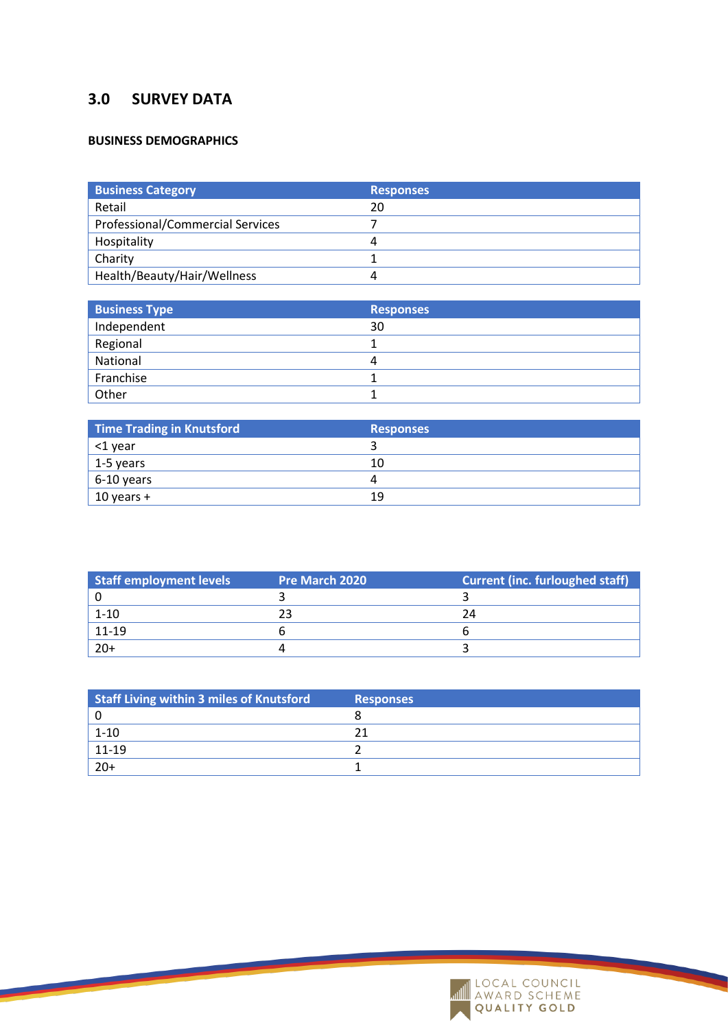## 3.0 SURVEY DATA

**BUSINESS DEMOGRAPHICS**

| Business Category | Responses |
|---|---|
| Retail | 20 |
| Professional/Commercial Services | 7 |
| Hospitality | 4 |
| Charity | 1 |
| Health/Beauty/Hair/Wellness | 4 |

| Business Type | Responses |
|---|---|
| Independent | 30 |
| Regional | 1 |
| National | 4 |
| Franchise | 1 |
| Other | 1 |

| Time Trading in Knutsford | Responses |
|---|---|
| <1 year | 3 |
| 1-5 years | 10 |
| 6-10 years | 4 |
| 10 years + | 19 |

| Staff employment levels | Pre March 2020 | Current (inc. furloughed staff) |
|---|---|---|
| 0 | 3 | 3 |
| 1-10 | 23 | 24 |
| 11-19 | 6 | 6 |
| 20+ | 4 | 3 |

| Staff Living within 3 miles of Knutsford | Responses |
|---|---|
| 0 | 8 |
| 1-10 | 21 |
| 11-19 | 2 |
| 20+ | 1 |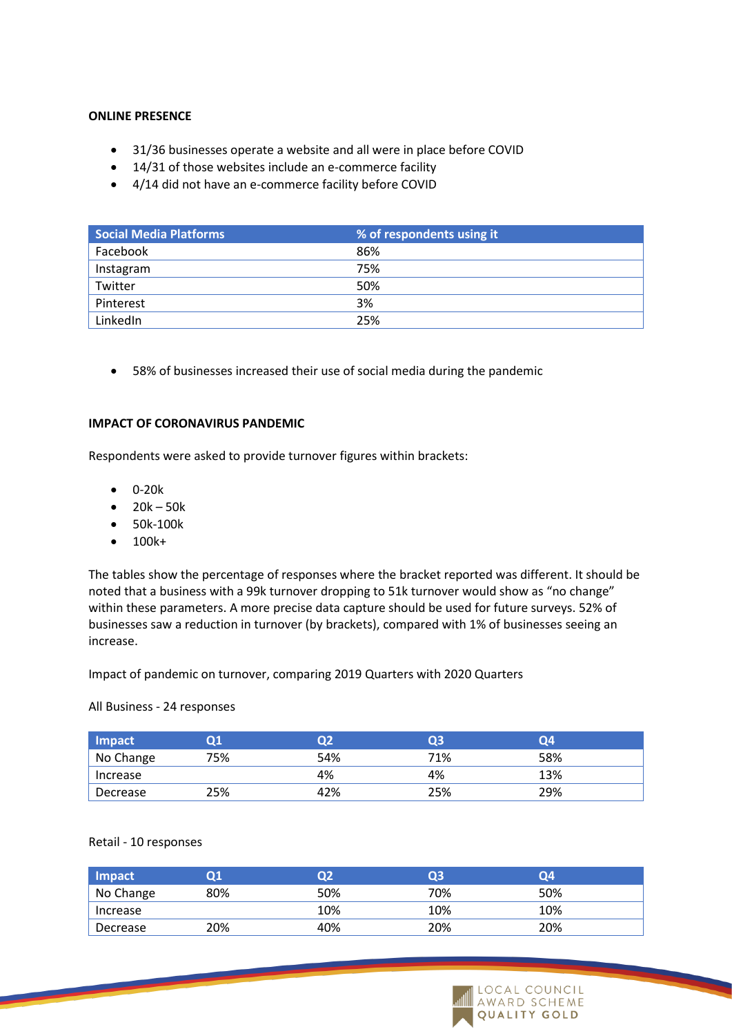**ONLINE PRESENCE**

- 31/36 businesses operate a website and all were in place before COVID
- 14/31 of those websites include an e-commerce facility
- 4/14 did not have an e-commerce facility before COVID

| Social Media Platforms | % of respondents using it |
|---|---|
| Facebook | 86% |
| Instagram | 75% |
| Twitter | 50% |
| Pinterest | 3% |
| LinkedIn | 25% |

- 58% of businesses increased their use of social media during the pandemic

**IMPACT OF CORONAVIRUS PANDEMIC**

Respondents were asked to provide turnover figures within brackets:

- 0-20k
- 20k – 50k
- 50k-100k
- 100k+

The tables show the percentage of responses where the bracket reported was different. It should be noted that a business with a 99k turnover dropping to 51k turnover would show as "no change" within these parameters. A more precise data capture should be used for future surveys. 52% of businesses saw a reduction in turnover (by brackets), compared with 1% of businesses seeing an increase.

Impact of pandemic on turnover, comparing 2019 Quarters with 2020 Quarters

All Business - 24 responses

| Impact | Q1 | Q2 | Q3 | Q4 |
|---|---|---|---|---|
| No Change | 75% | 54% | 71% | 58% |
| Increase | | 4% | 4% | 13% |
| Decrease | 25% | 42% | 25% | 29% |

Retail - 10 responses

| Impact | Q1 | Q2 | Q3 | Q4 |
|---|---|---|---|---|
| No Change | 80% | 50% | 70% | 50% |
| Increase | | 10% | 10% | 10% |
| Decrease | 20% | 40% | 20% | 20% |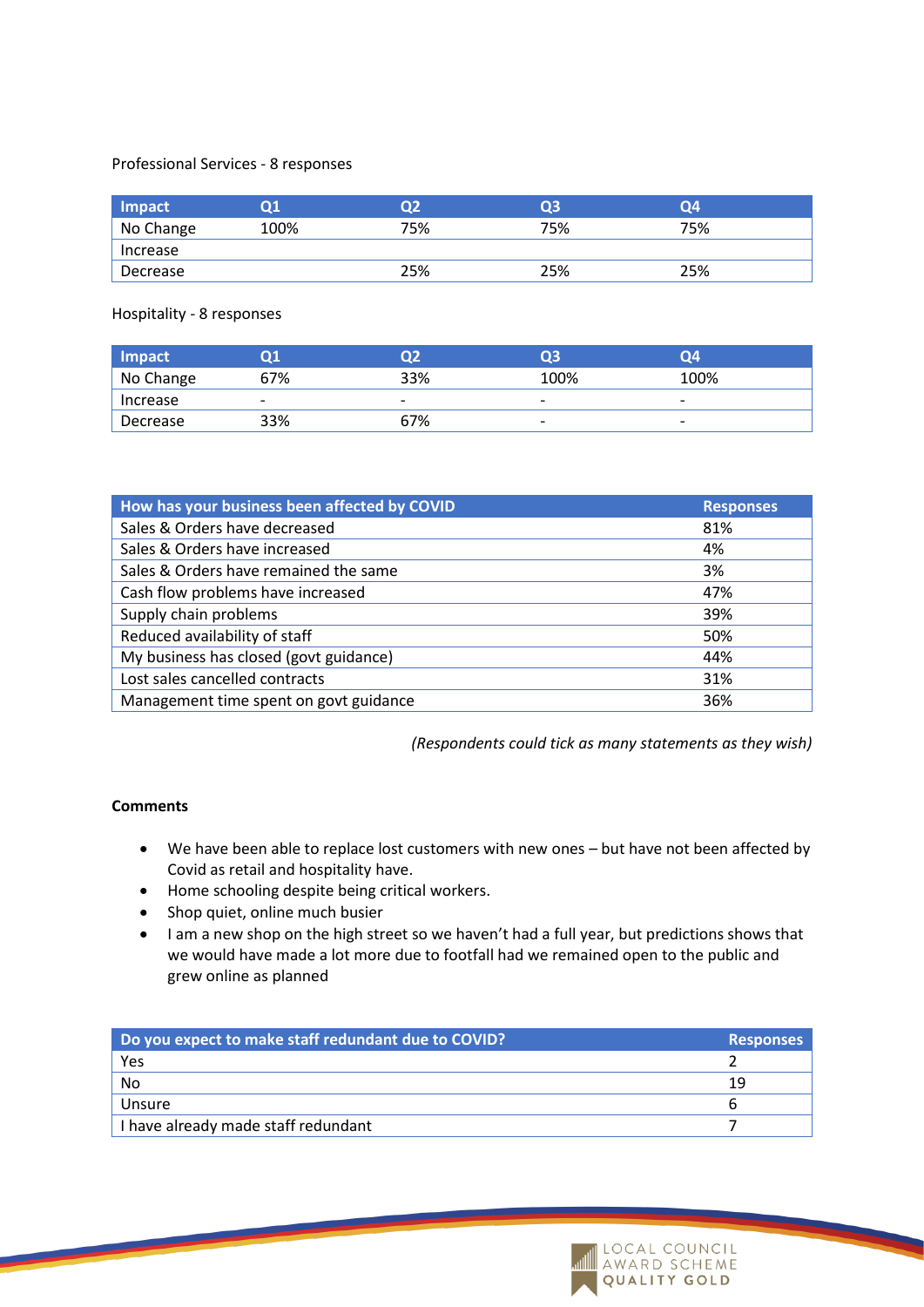Professional Services - 8 responses

| Impact | Q1 | Q2 | Q3 | Q4 |
|---|---|---|---|---|
| No Change | 100% | 75% | 75% | 75% |
| Increase | | | | |
| Decrease | | 25% | 25% | 25% |

Hospitality - 8 responses

| Impact | Q1 | Q2 | Q3 | Q4 |
|---|---|---|---|---|
| No Change | 67% | 33% | 100% | 100% |
| Increase | - | - | - | - |
| Decrease | 33% | 67% | - | - |

| How has your business been affected by COVID | Responses |
|---|---|
| Sales & Orders have decreased | 81% |
| Sales & Orders have increased | 4% |
| Sales & Orders have remained the same | 3% |
| Cash flow problems have increased | 47% |
| Supply chain problems | 39% |
| Reduced availability of staff | 50% |
| My business has closed (govt guidance) | 44% |
| Lost sales cancelled contracts | 31% |
| Management time spent on govt guidance | 36% |

*(Respondents could tick as many statements as they wish)*

**Comments**

- We have been able to replace lost customers with new ones – but have not been affected by Covid as retail and hospitality have.
- Home schooling despite being critical workers.
- Shop quiet, online much busier
- I am a new shop on the high street so we haven't had a full year, but predictions shows that we would have made a lot more due to footfall had we remained open to the public and grew online as planned

| Do you expect to make staff redundant due to COVID? | Responses |
|---|---|
| Yes | 2 |
| No | 19 |
| Unsure | 6 |
| I have already made staff redundant | 7 |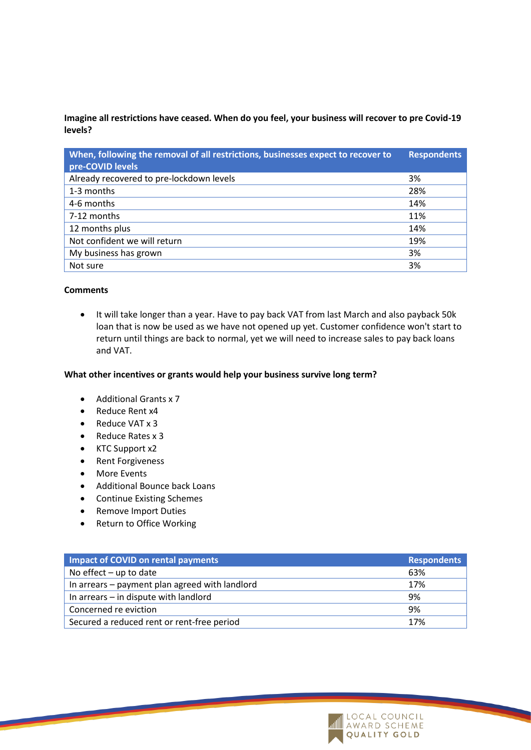**Imagine all restrictions have ceased. When do you feel, your business will recover to pre Covid-19 levels?**

| When, following the removal of all restrictions, businesses expect to recover to pre-COVID levels | Respondents |
|---|---|
| Already recovered to pre-lockdown levels | 3% |
| 1-3 months | 28% |
| 4-6 months | 14% |
| 7-12 months | 11% |
| 12 months plus | 14% |
| Not confident we will return | 19% |
| My business has grown | 3% |
| Not sure | 3% |

**Comments**

- It will take longer than a year. Have to pay back VAT from last March and also payback 50k loan that is now be used as we have not opened up yet. Customer confidence won't start to return until things are back to normal, yet we will need to increase sales to pay back loans and VAT.

**What other incentives or grants would help your business survive long term?**

- Additional Grants x 7
- Reduce Rent x4
- Reduce VAT x 3
- Reduce Rates x 3
- KTC Support x2
- Rent Forgiveness
- More Events
- Additional Bounce back Loans
- Continue Existing Schemes
- Remove Import Duties
- Return to Office Working

| Impact of COVID on rental payments | Respondents |
|---|---|
| No effect – up to date | 63% |
| In arrears – payment plan agreed with landlord | 17% |
| In arrears – in dispute with landlord | 9% |
| Concerned re eviction | 9% |
| Secured a reduced rent or rent-free period | 17% |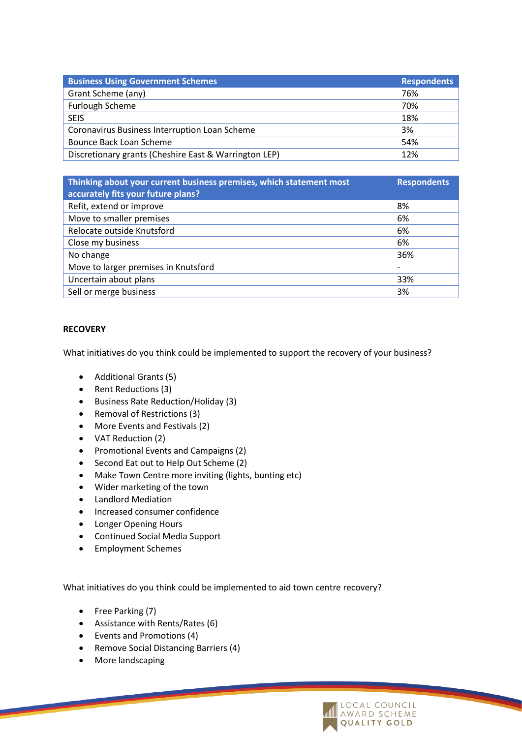| Business Using Government Schemes | Respondents |
|---|---|
| Grant Scheme (any) | 76% |
| Furlough Scheme | 70% |
| SEIS | 18% |
| Coronavirus Business Interruption Loan Scheme | 3% |
| Bounce Back Loan Scheme | 54% |
| Discretionary grants (Cheshire East & Warrington LEP) | 12% |

| Thinking about your current business premises, which statement most accurately fits your future plans? | Respondents |
|---|---|
| Refit, extend or improve | 8% |
| Move to smaller premises | 6% |
| Relocate outside Knutsford | 6% |
| Close my business | 6% |
| No change | 36% |
| Move to larger premises in Knutsford | - |
| Uncertain about plans | 33% |
| Sell or merge business | 3% |

**RECOVERY**

What initiatives do you think could be implemented to support the recovery of your business?

- Additional Grants (5)
- Rent Reductions (3)
- Business Rate Reduction/Holiday (3)
- Removal of Restrictions (3)
- More Events and Festivals (2)
- VAT Reduction (2)
- Promotional Events and Campaigns (2)
- Second Eat out to Help Out Scheme (2)
- Make Town Centre more inviting (lights, bunting etc)
- Wider marketing of the town
- Landlord Mediation
- Increased consumer confidence
- Longer Opening Hours
- Continued Social Media Support
- Employment Schemes

What initiatives do you think could be implemented to aid town centre recovery?

- Free Parking (7)
- Assistance with Rents/Rates (6)
- Events and Promotions (4)
- Remove Social Distancing Barriers (4)
- More landscaping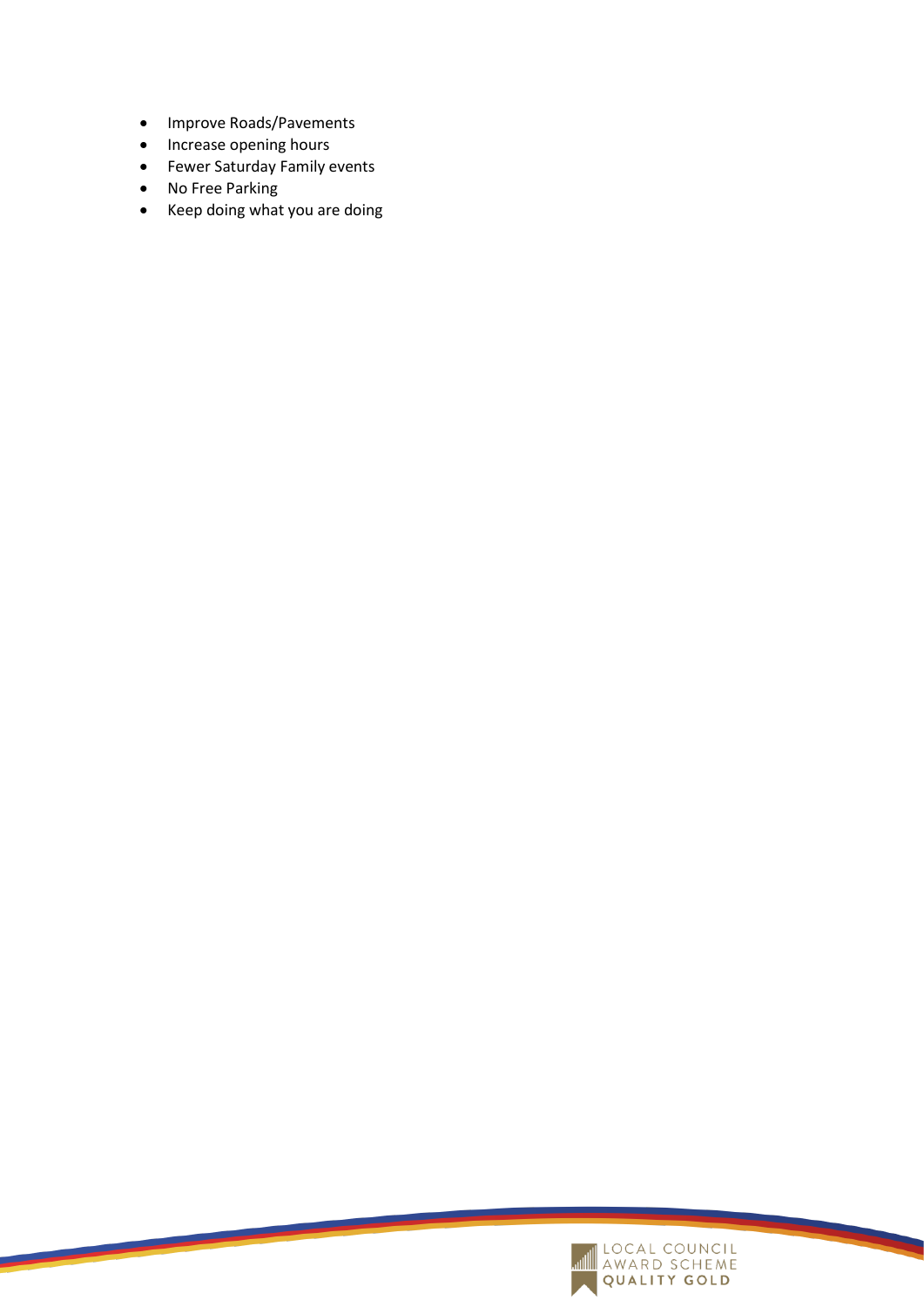- Improve Roads/Pavements
- Increase opening hours
- Fewer Saturday Family events
- No Free Parking
- Keep doing what you are doing